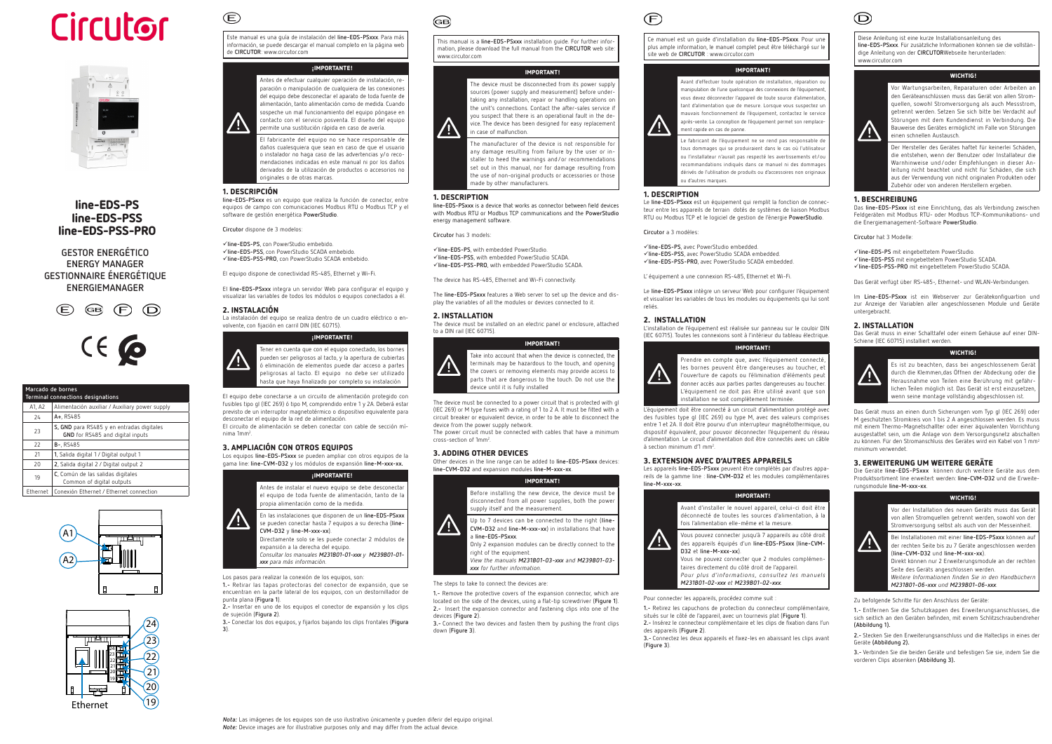# Circutor

## line-EDS-PS
## line-EDS-PSS
## line-EDS-PSS-PRO

GESTOR ENERGÉTICO
ENERGY MANAGER
GESTIONNAIRE ÉNERGÉTIQUE
ENERGIEMANAGER

E GB F D

| Marcado de bornes<br>Terminal connections designations | |
|---|---|
| A1, A2 | Alimentación auxiliar / Auxiliary power supply |
| 24 | A+, RS485 |
| 23 | S, GND para RS485 y en entradas digitales<br>GND for RS485 and digital inputs |
| 22 | B-, RS485 |
| 21 | 1, Salida digital 1 / Digital output 1 |
| 20 | 2, Salida digital 2 / Digital output 2 |
| 19 | C, Común de las salidas digitales<br>Common of digital outputs |
| Ethernet | Conexión Ethernet / Ethernet connection |

A1
A2

24
23
22
21
20
19
Ethernet

## E

Este manual es una guía de instalación del **line-EDS-PSxxx**. Para más información, se puede descargar el manual completo en la página web de **CIRCUTOR**: www.circutor.com

**¡IMPORTANTE!**

Antes de efectuar cualquier operación de instalación, reparación o manipulación de cualquiera de las conexiones del equipo debe desconectar el aparato de toda fuente de alimentación, tanto alimentación como de medida. Cuando sospeche un mal funcionamiento del equipo póngase en contacto con el servicio posventa. El diseño del equipo permite una sustitución rápida en caso de avería.

El fabricante del equipo no se hace responsable de daños cualesquiera que sean en caso de que el usuario o instalador no haga caso de las advertencias y/o recomendaciones indicadas en este manual ni por los daños derivados de la utilización de productos o accesorios no originales o de otras marcas.

### 1. DESCRIPCIÓN

**line-EDS-PSxxx** es un equipo que realiza la función de conector, entre equipos de campo con comunicaciones Modbus RTU o Modbus TCP y el software de gestión energética **PowerStudio**.

**Circutor** dispone de 3 modelos:

✓**line-EDS-PS**, con PowerStudio embebido.
✓**line-EDS-PSS**, con PowerStudio SCADA embebido.
✓**line-EDS-PSS-PRO**, con PowerStudio SCADA embebido.

El equipo dispone de conectividad RS-485, Ethernet y Wi-Fi.

El **line-EDS-PSxxx** integra un servidor Web para configurar el equipo y visualizar las variables de todos los módulos o equipos conectados a él.

### 2. INSTALACIÓN

La instalación del equipo se realiza dentro de un cuadro eléctrico o envolvente, con fijación en carril DIN (IEC 60715).

**¡IMPORTANTE!**

Tener en cuenta que con el equipo conectado, los bornes pueden ser peligrosos al tacto, y la apertura de cubiertas ó eliminación de elementos puede dar acceso a partes peligrosas al tacto. El equipo no debe ser utilizado hasta que haya finalizado por completo su instalación.

El equipo debe conectarse a un circuito de alimentación protegido con fusibles tipo gl (IEC 269) ó tipo M, comprendido entre 1 y 2A. Deberá estar previsto de un interruptor magnetotérmico o dispositivo equivalente para desconectar el equipo de la red de alimentación.
El circuito de alimentación se deben conectar con cable de sección mínima 1mm².

### 3. AMPLIACIÓN CON OTROS EQUIPOS

Los equipos **line-EDS-PSxxx** se pueden ampliar con otros equipos de la gama line: **line-CVM-D32** y los módulos de expansión **line-M-xxx-xx.**

**¡IMPORTANTE!**

Antes de instalar el nuevo equipo se debe desconectar el equipo de toda fuente de alimentación, tanto de la propia alimentación como de la medida.

En las instalaciones que disponen de un **line-EDS-PSxxx** se pueden conectar hasta 7 equipos a su derecha (**line-CVM-D32** y **line-M-xxx-xx**).
Directamente solo se les puede conectar 2 módulos de expansión a la derecha del equipo.
*Consultar los manuales **M231B01-01-xxx** y **M239B01-01-xxx** para más información.*

Los pasos para realizar la conexión de los equipos, son:
**1.-** Retirar las tapas protectoras del conector de expansión, que se encuentran en la parte lateral de los equipos, con un destornillador de punta plana (**Figura 1**).
**2.-** Insertar en uno de los equipos el conector de expansión y los clips de sujeción (**Figura 2**).
**3.-** Conectar los dos equipos, y fijarlos bajando los clips frontales (**Figura 3**).

## GB

This manual is a **line-EDS-PSxxx** installation guide. For further information, please download the full manual from the **CIRCUTOR** web site: www.circutor.com

**IMPORTANT!**

The device must be disconnected from its power supply sources (power supply and measurement) before undertaking any installation, repair or handling operations on the unit's connections. Contact the after-sales service if you suspect that there is an operational fault in the device. The device has been designed for easy replacement in case of malfunction.

The manufacturer of the device is not responsible for any damage resulting from failure by the user or installer to heed the warnings and/or recommendations set out in this manual, nor for damage resulting from the use of non-original products or accessories or those made by other manufacturers.

### 1. DESCRIPTION

**line-EDS-PSxxx** is a device that works as connector between field devices with Modbus RTU or Modbus TCP communications and the **PowerStudio** energy management software.

**Circutor** has 3 models:

✓**line-EDS-PS**, with embedded PowerStudio.
✓**line-EDS-PSS**, with embedded PowerStudio SCADA.
✓**line-EDS-PSS-PRO**, with embedded PowerStudio SCADA.

The device has RS-485, Ethernet and Wi-Fi connectivity.

The **line-EDS-PSxxx** features a Web server to set up the device and display the variables of all the modules or devices connected to it.

### 2. INSTALLATION

The device must be installed on an electric panel or enclosure, attached to a DIN rail (IEC 60715).

**IMPORTANT!**

Take into account that when the device is connected, the terminals may be hazardous to the touch, and opening the covers or removing elements may provide access to parts that are dangerous to the touch. Do not use the device until it is fully installed

The device must be connected to a power circuit that is protected with gl (IEC 269) or M type fuses with a rating of 1 to 2 A. It must be fitted with a circuit breaker or equivalent device, in order to be able to disconnect the device from the power supply network.
The power circuit must be connected with cables that have a minimum cross-section of 1mm².

### 3. ADDING OTHER DEVICES

Other devices in the line range can be added to **line-EDS-PSxxx** devices: **line-CVM-D32** and expansion modules **line-M-xxx-xx**.

**IMPORTANT!**

Before installing the new device, the device must be disconnected from all power supplies, both the power supply itself and the measurement.

Up to 7 devices can be connected to the right (**line-CVM-D32** and **line-M-xxx-xx**) in installations that have a **line-EDS-PSxxx**.
Only 2 expansion modules can be directly connect to the right of the equipment.
*View the manuals **M231B01-03-xxx** and **M239B01-03-xxx** for further information.*

The steps to take to connect the devices are:

**1.-** Remove the protective covers of the expansion connector, which are located on the side of the devices, using a flat-tip screwdriver (**Figure 1**).
**2.-** Insert the expansion connector and fastening clips into one of the devices (**Figure 2**).
**3.-** Connect the two devices and fasten them by pushing the front clips down (**Figure 3**).

## F

Ce manuel est un guide d'installation du **line-EDS-PSxxx**. Pour une plus ample information, le manuel complet peut être téléchargé sur le site web de **CIRCUTOR** : www.circutor.com

**IMPORTANT!**

Avant d'effectuer toute opération de installation, réparation ou manipulation de l'une quelconque des connexions de l'équipement, vous devez déconnecter l'appareil de toute source d'alimentation, tant d'alimentation que de mesure. Lorsque vous suspectez un mauvais fonctionnement de l'équipement, contactez le service après-vente. La conception de l'équipement permet son remplacement rapide en cas de panne.

Le fabricant de l'équipement ne se rend pas responsable de tous dommages qui se produiraient dans le cas où l'utilisateur ou l'installateur n'aurait pas respecté les avertissements et/ou recommandations indiqués dans ce manuel ni des dommages dérivés de l'utilisation de produits ou d'accessoires non originaux ou d'autres marques.

### 1. DESCRIPTION

Le **line-EDS-PSxxx** est un équipement qui remplit la fonction de connecteur entre les appareils de terrain dotés de systèmes de liaison Modbus RTU ou Modbus TCP et le logiciel de gestion de l'énergie **PowerStudio**.

**Circutor** a 3 modèles:

✓**line-EDS-PS**, avec PowerStudio embedded.
✓**line-EDS-PSS**, avec PowerStudio SCADA embedded.
✓**line-EDS-PSS-PRO**, avec PowerStudio SCADA embedded.

L' équipement a une connexion RS-485, Ethernet et Wi-Fi.

Le **line-EDS-PSxxx** intègre un serveur Web pour configurer l'équipement et visualiser les variables de tous les modules ou équipements qui lui sont reliés.

### 2. INSTALLATION

L'installation de l'équipement est réalisée sur panneau sur le couloir DIN (IEC 60715). Toutes les connexions sont à l'intérieur du tableau électrique.

**IMPORTANT!**

Prendre en compte que, avec l'équipement connecté, les bornes peuvent être dangereuses au toucher, et l'ouverture de capots ou l'élimination d'éléments peut donner accès aux parties parties dangereuses au toucher. L'équipement ne doit pas être utilisé avant que son installation ne soit complètement terminée.

L'équipement doit être connecté à un circuit d'alimentation protégé avec des fusibles type gl (IEC 269) ou type M, avec des valeurs comprises entre 1 et 2A. Il doit être pourvu d'un interrupteur magnétothermique, ou dispositif équivalent, pour pouvoir déconnecter l'équipement du réseau d'alimentation. Le circuit d'alimentation doit être connectés avec un câble à section minimum d'1 mm².

### 3. EXTENSION AVEC D'AUTRES APPAREILS

Les appareils **line-EDS-PSxxx** peuvent être complétés par d'autres appareils de la gamme line : **line-CVM-D32** et les modules complémentaires **line-M-xxx-xx**.

**IMPORTANT!**

Avant d'installer le nouvel appareil, celui-ci doit être déconnecté de toutes les sources d'alimentation, à la fois l'alimentation elle-même et la mesure.

Vous pouvez connecter jusqu'à 7 appareils au côté droit des appareils équipés d'un **line-EDS-PSxxx** (**line-CVM-D32** et **line-M-xxx-xx**).
Vous ne pouvez connecter que 2 modules complémentaires directement du côté droit de l'appareil.
*Pour plus d'informations, consultez les manuels **M231B01-02-xxx** et **M239B01-02-xxx**.*

Pour connecter les appareils, procédez comme suit :

**1.-** Retirez les capuchons de protection du connecteur complémentaire, situés sur le côté de l'appareil, avec un tournevis plat (**Figure 1**).
**2.-** Insérez le connecteur complémentaire et les clips de fixation dans l'un des appareils (**Figure 2**).
**3.-** Connectez les deux appareils et fixez-les en abaissant les clips avant (**Figure 3**).

## D

Diese Anleitung ist eine kurze Installationsanleitung des **line-EDS-PSxxx**. Für zusätzliche Informationen können sie die vollständige Anleitung von der **CIRCUTOR**Webseite herunterladen: www.circutor.com

**WICHTIG!**

Vor Wartungsarbeiten, Reparaturen oder Arbeiten an den Geräteanschlüssen muss das Gerät von allen Stromquellen, sowohl Stromversorgung als auch Messstrom, getrennt werden. Setzen Sie sich bitte bei Verdacht auf Störungen mit dem Kundendienst in Verbindung. Die Bauweise des Gerätes ermöglicht im Falle von Störungen einen schnellen Austausch.

Der Hersteller des Gerätes haftet für keinerlei Schäden, die entstehen, wenn der Benutzer oder Installateur die Warnhinweise und/oder Empfehlungen in dieser Anleitung nicht beachtet und nicht für Schäden, die sich aus der Verwendung von nicht originalen Produkten oder Zubehör oder von anderen Herstellern ergeben.

### 1. BESCHREIBUNG

Das **line-EDS-PSxxx** ist eine Einrichtung, das als Verbindung zwischen Feldgeräten mit Modbus RTU- oder Modbus TCP-Kommunikations- und die Energiemanagement-Software **PowerStudio**.

**Circutor** hat 3 Modelle:

✓**line-EDS-PS** mit eingebettetem PowerStudio.
✓**line-EDS-PSS** mit eingebettetem PowerStudio SCADA.
✓**line-EDS-PSS-PRO** mit eingebettetem PowerStudio SCADA.

Das Gerät verfügt über RS-485-, Ethernet- und WLAN-Verbindungen.

Im **Line-EDS-PSxxx** ist ein Webserver zur Gerätekonfiguration und zur Anzeige der Variablen aller angeschlossenen Module und Geräte untergebracht.

### 2. INSTALLATION

Das Gerät muss in einer Schalttafel oder einem Gehäuse auf einer DIN-Schiene (IEC 60715) installiert werden.

**WICHTIG!**

Es ist zu beachten, dass bei angeschlossenem Gerät durch die Klemmen,das Öffnen der Abdeckung oder die Herausnahme von Teilen eine Berührung mit gefährlichen Teilen möglich ist. Das Gerät ist erst einzusetzen, wenn seine montage vollständig abgeschlossen ist.

Das Gerät muss an einen durch Sicherungen vom Typ gl (IEC 269) oder M geschützten Stromkreis von 1 bis 2 A angeschlossen werden. Es muss mit einem Thermo-Magnetschallter oder einer äquivalenten Vorrichtung ausgestattet sein, um die Anlage von dem Versorgungsnetz abschalten zu können. Für den Stromanschluss des Geräts wird ein Kabel von 1 mm² minimum verwendet.

### 3. ERWEITERUNG UM WEITERE GERÄTE

Die Geräte **line-EDS-PSxxx** können durch weitere Geräte aus dem Produktsortiment line erweitert werden: **line-CVM-D32** und die Erweiterungsmodule **line-M-xxx-xx**.

**WICHTIG!**

Vor der Installation des neuen Geräts muss das Gerät von allen Stromquellen getrennt werden, sowohl von der Stromversorgung selbst als auch von der Messeinheit.

Bei Installationen mit einer **line-EDS-PSxxx** können auf der rechten Seite bis zu 7 Geräte angeschlossen werden (**line-CVM-D32** und **line-M-xxx-xx**).
Direkt können nur 2 Erweiterungsmodule an der rechten Seite des Geräts angeschlossen werden.
*Weitere Informationen finden Sie in den Handbüchern **M231B01-06-xxx** und **M239B01-06-xxx**.*

Zu befolgende Schritte für den Anschluss der Geräte:

**1.-** Entfernen Sie die Schutzkappen des Erweiterungsanschlusses, die sich seitlich an den Geräten befinden, mit einem Schlitzschraubendreher (**Abbildung 1**).

**2.-** Stecken Sie den Erweiterungsanschluss und die Halteclips in eines der Geräte (**Abbildung 2**).

**3.-** Verbinden Sie die beiden Geräte und befestigen Sie sie, indem Sie die vorderen Clips absenken (**Abbildung 3**).

***Nota:*** Las imágenes de los equipos son de uso ilustrativo únicamente y pueden diferir del equipo original.
***Note:*** Device images are for illustrative purposes only and may differ from the actual device.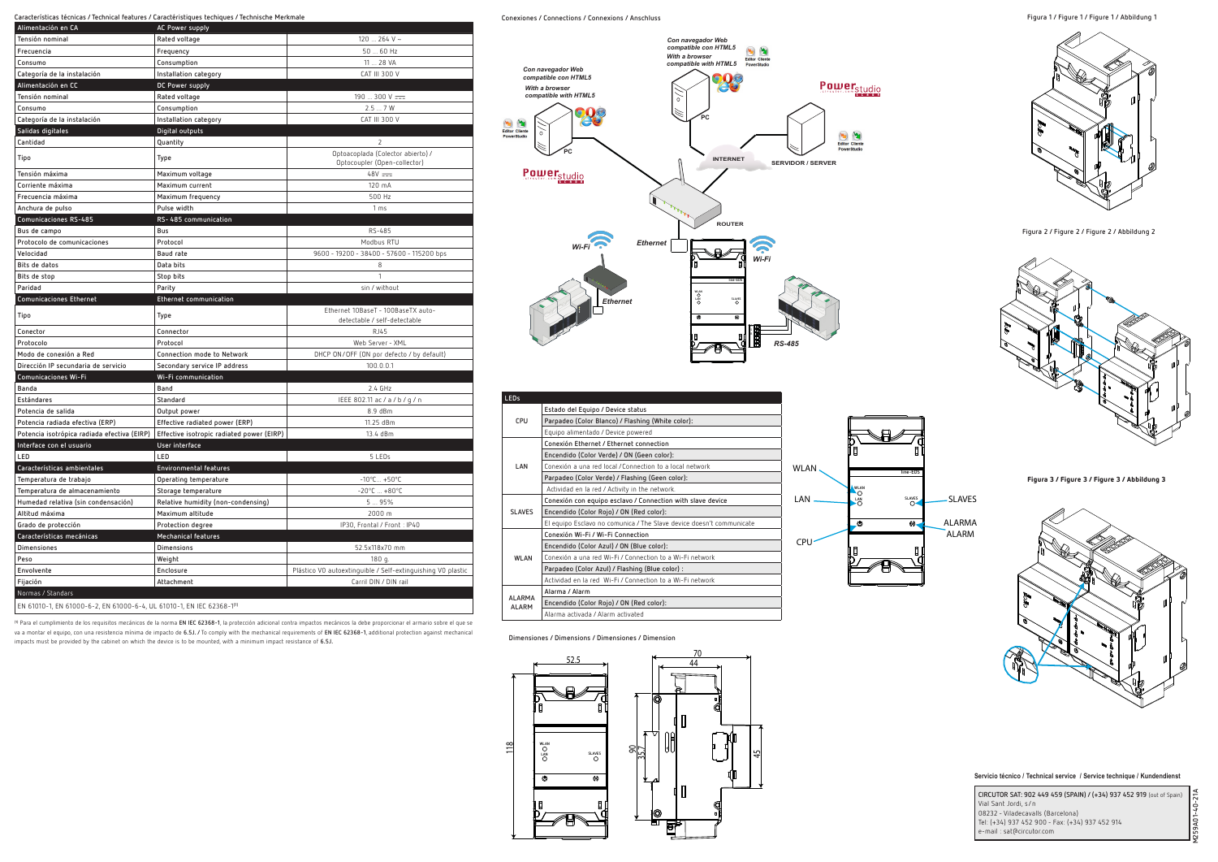Características técnicas / Technical features / Caractéristiques techiques / Technische Merkmale

| Alimentación en CA | AC Power supply | |
|---|---|---|
| Tensión nominal | Rated voltage | 120 ... 264 V ~ |
| Frecuencia | Frequency | 50 ... 60 Hz |
| Consumo | Consumption | 11 ... 28 VA |
| Categoría de la instalación | Installation category | CAT III 300 V |
| **Alimentación en CC** | **DC Power supply** | |
| Tensión nominal | Rated voltage | 190 ... 300 V ⎓ |
| Consumo | Consumption | 2.5 ... 7 W |
| Categoría de la instalación | Installation category | CAT III 300 V |
| **Salidas digitales** | **Digital outputs** | |
| Cantidad | Quantity | 2 |
| Tipo | Type | Optoacoplada (Colector abierto) / Optocoupler (Open-collector) |
| Tensión máxima | Maximum voltage | 48V ⎓ |
| Corriente máxima | Maximum current | 120 mA |
| Frecuencia máxima | Maximum frequency | 500 Hz |
| Anchura de pulso | Pulse width | 1 ms |
| **Comunicaciones RS-485** | **RS- 485 communication** | |
| Bus de campo | Bus | RS-485 |
| Protocolo de comunicaciones | Protocol | Modbus RTU |
| Velocidad | Baud rate | 9600 - 19200 - 38400 - 57600 - 115200 bps |
| Bits de datos | Data bits | 8 |
| Bits de stop | Stop bits | 1 |
| Paridad | Parity | sin / without |
| **Comunicaciones Ethernet** | **Ethernet communication** | |
| Tipo | Type | Ethernet 10BaseT - 100BaseTX auto-detectable / self-detectable |
| Conector | Connector | RJ45 |
| Protocolo | Protocol | Web Server - XML |
| Modo de conexión a Red | Connection mode to Network | DHCP ON/OFF (ON por defecto / by default) |
| Dirección IP secundaria de servicio | Secondary service IP address | 100.0.0.1 |
| **Comunicaciones Wi-Fi** | **Wi-Fi communication** | |
| Banda | Band | 2.4 GHz |
| Estándares | Standard | IEEE 802.11 ac / a / b / g / n |
| Potencia de salida | Output power | 8.9 dBm |
| Potencia radiada efectiva (ERP) | Effective radiated power (ERP) | 11.25 dBm |
| Potencia isotrópica radiada efectiva (EIRP) | Effective isotropic radiated power (EIRP) | 13.4 dBm |
| **Interface con el usuario** | **User interface** | |
| LED | LED | 5 LEDs |
| **Características ambientales** | **Environmental features** | |
| Temperatura de trabajo | Operating temperature | -10ºC... +50ºC |
| Temperatura de almacenamiento | Storage temperature | -20ºC ... +80ºC |
| Humedad relativa (sin condensación) | Relative humidity (non-condensing) | 5 ... 95% |
| Altitud máxima | Maximum altitude | 2000 m |
| Grado de protección | Protection degree | IP30, Frontal / Front : IP40 |
| **Características mecánicas** | **Mechanical features** | |
| Dimensiones | Dimensions | 52.5x118x70 mm |
| Peso | Weight | 180 g. |
| Envolvente | Enclosure | Plástico V0 autoextinguible / Self-extinguishing V0 plastic |
| Fijación | Attachment | Carril DIN / DIN rail |
| **Normas / Standars** | | |
| EN 61010-1, EN 61000-6-2, EN 61000-6-4, UL 61010-1, EN IEC 62368-1[(1)] | | |

[(1)] Para el cumplimiento de los requisitos mecánicos de la norma **EN IEC 62368-1**, la protección adicional contra impactos mecánicos la debe proporcionar el armario sobre el que se va a montar el equipo, con una resistencia mínima de impacto de **6.5J.** / To comply with the mechanical requirements of **EN IEC 62368-1**, additional protection against mechanical impacts must be provided by the cabinet on which the device is to be mounted, with a minimum impact resistance of **6.5J.**

Conexiones / Connections / Connexions / Anschluss

Con navegador Web compatible con HTML5
With a browser compatible with HTML5
Editor Cliente PowerStudio
PC
PowerStudio
INTERNET
SERVIDOR / SERVER
ROUTER
Wi-Fi
Ethernet
RS-485

| LEDs | |
|---|---|
| CPU | Estado del Equipo / Device status |
| | Parpadeo (Color Blanco) / Flashing (White color): |
| | Equipo alimentado / Device powered |
| LAN | Conexión Ethernet / Ethernet connection |
| | Encendido (Color Verde) / ON (Geen color): |
| | Conexión a una red local / Connection to a local network |
| | Parpadeo (Color Verde) / Flashing (Geen color): |
| | Actividad en la red / Activity in the network |
| SLAVES | Conexión con equipo esclavo / Connection with slave device |
| | Encendido (Color Rojo) / ON (Red color): |
| | El equipo Esclavo no comunica / The Slave device doesn't communicate |
| WLAN | Conexión Wi-Fi / Wi-Fi Connection |
| | Encendido (Color Azul) / ON (Blue color): |
| | Conexión a una red Wi-Fi / Connection to a Wi-Fi network |
| | Parpadeo (Color Azul) / Flashing (Blue color) : |
| | Actividad en la red Wi-Fi / Connection to a Wi-Fi network |
| ALARMA ALARM | Alarma / Alarm |
| | Encendido (Color Rojo) / ON (Red color): |
| | Alarma activada / Alarm activated |

WLAN
LAN
CPU
SLAVES
ALARMA
ALARM

Dimensiones / Dimensiones / Dimensiones / Dimension

52.5
118
70
44
90
35.7
45

Figura 1 / Figure 1 / Figure 1 / Abbildung 1

Figura 2 / Figure 2 / Figure 2 / Abbildung 2

**Figura 3 / Figure 3 / Figure 3 / Abbildung 3**

**Servicio técnico / Technical service / Service technique / Kundendienst**

**CIRCUTOR SAT: 902 449 459 (SPAIN) / (+34) 937 452 919** (out of Spain)
Vial Sant Jordi, s/n
08232 - Viladecavalls (Barcelona)
Tel: (+34) 937 452 900 - Fax: (+34) 937 452 914
e-mail : sat@circutor.com

M259A01-40-21A